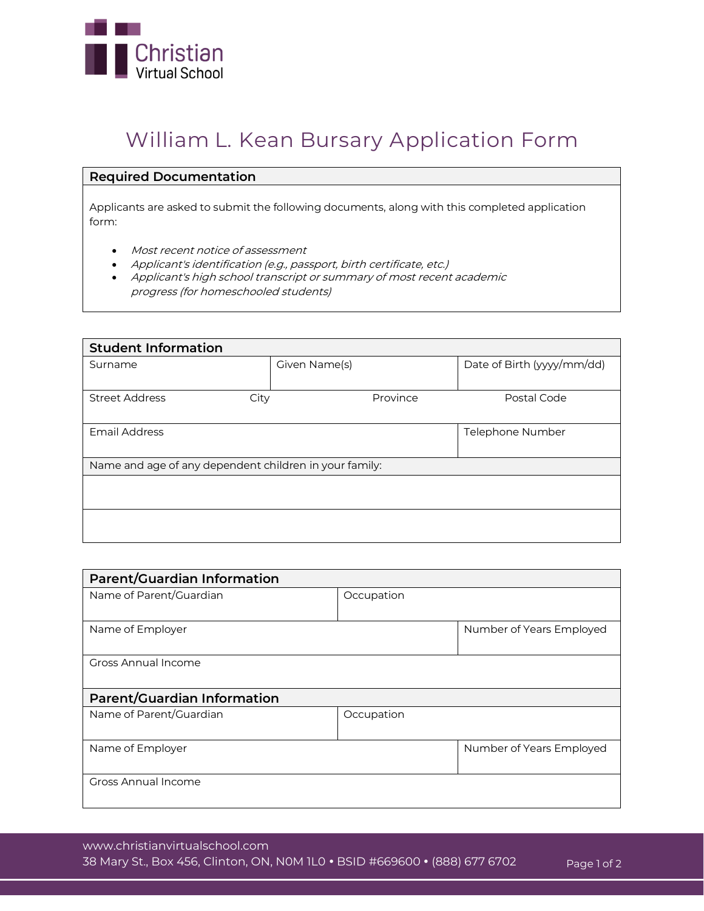Christian Virtual School

# William L. Kean Bursary Application Form

| **Required Documentation** |
|---|
| Applicants are asked to submit the following documents, along with this completed application form:<br>• *Most recent notice of assessment*<br>• *Applicant's identification (e.g., passport, birth certificate, etc.)*<br>• *Applicant's high school transcript or summary of most recent academic progress (for homeschooled students)* |

| **Student Information** | | | |
|---|---|---|---|
| Surname | Given Name(s) | | Date of Birth (yyyy/mm/dd) |
| Street Address | City | Province | Postal Code |
| Email Address | | | Telephone Number |
| Name and age of any dependent children in your family: | | | |
| | | | |
| | | | |

| **Parent/Guardian Information** | | |
|---|---|---|
| Name of Parent/Guardian | Occupation | |
| Name of Employer | | Number of Years Employed |
| Gross Annual Income | | |
| **Parent/Guardian Information** | | |
| Name of Parent/Guardian | Occupation | |
| Name of Employer | | Number of Years Employed |
| Gross Annual Income | | |

www.christianvirtualschool.com
38 Mary St., Box 456, Clinton, ON, N0M 1L0 • BSID #669600 • (888) 677 6702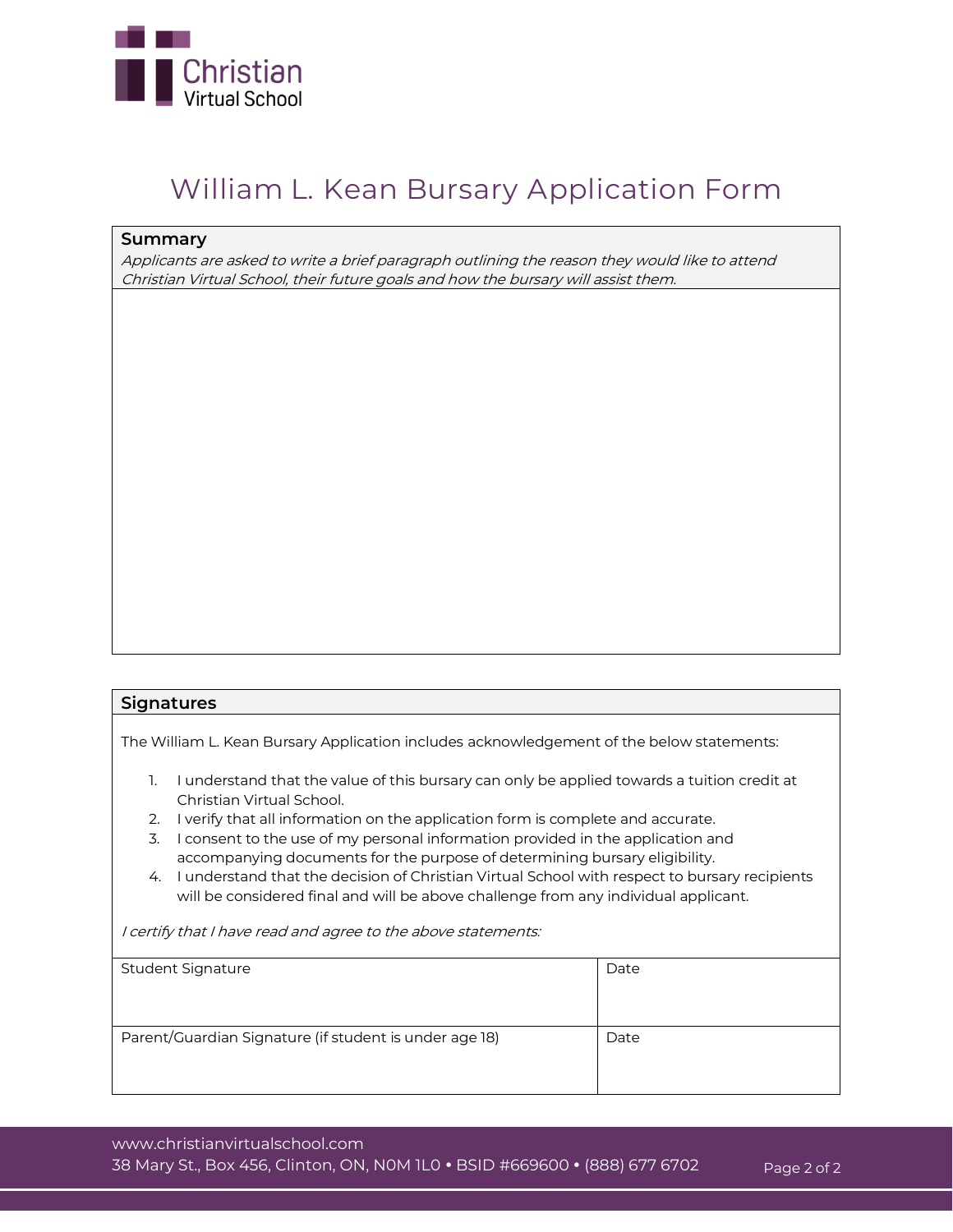# William L. Kean Bursary Application Form

## Summary

*Applicants are asked to write a brief paragraph outlining the reason they would like to attend Christian Virtual School, their future goals and how the bursary will assist them.*

## Signatures

The William L. Kean Bursary Application includes acknowledgement of the below statements:

1. I understand that the value of this bursary can only be applied towards a tuition credit at Christian Virtual School.
2. I verify that all information on the application form is complete and accurate.
3. I consent to the use of my personal information provided in the application and accompanying documents for the purpose of determining bursary eligibility.
4. I understand that the decision of Christian Virtual School with respect to bursary recipients will be considered final and will be above challenge from any individual applicant.

*I certify that I have read and agree to the above statements:*

| | |
|---|---|
| Student Signature | Date |
| Parent/Guardian Signature (if student is under age 18) | Date |

www.christianvirtualschool.com
38 Mary St., Box 456, Clinton, ON, N0M 1L0 • BSID #669600 • (888) 677 6702